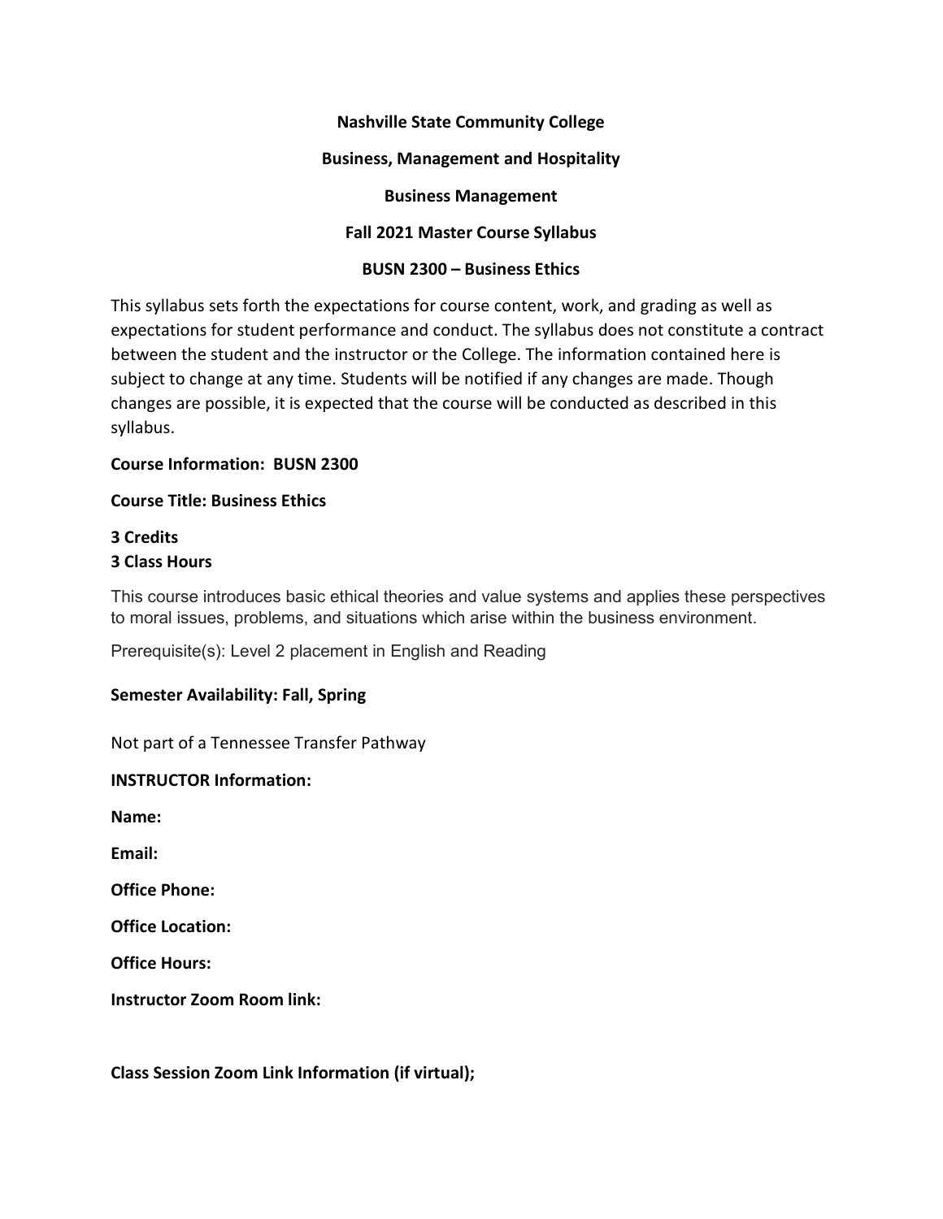**Nashville State Community College**

**Business, Management and Hospitality**

**Business Management**

**Fall 2021 Master Course Syllabus**

**BUSN 2300 – Business Ethics**

This syllabus sets forth the expectations for course content, work, and grading as well as expectations for student performance and conduct. The syllabus does not constitute a contract between the student and the instructor or the College. The information contained here is subject to change at any time. Students will be notified if any changes are made. Though changes are possible, it is expected that the course will be conducted as described in this syllabus.

**Course Information: BUSN 2300**

**Course Title: Business Ethics**

**3 Credits**
**3 Class Hours**

This course introduces basic ethical theories and value systems and applies these perspectives to moral issues, problems, and situations which arise within the business environment.

Prerequisite(s): Level 2 placement in English and Reading

**Semester Availability: Fall, Spring**

Not part of a Tennessee Transfer Pathway

**INSTRUCTOR Information:**

**Name:**

**Email:**

**Office Phone:**

**Office Location:**

**Office Hours:**

**Instructor Zoom Room link:**

**Class Session Zoom Link Information (if virtual);**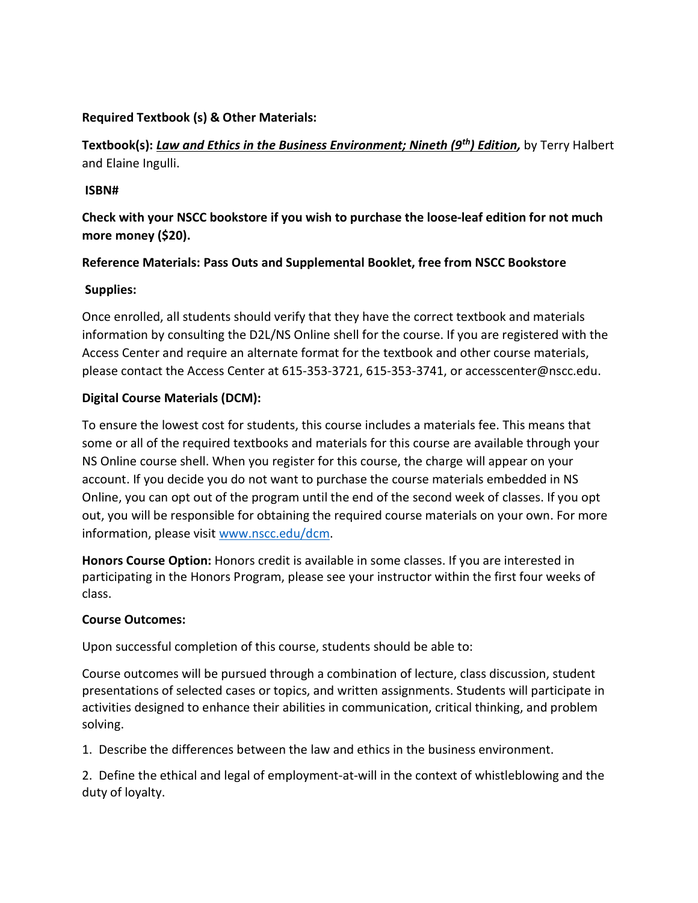**Required Textbook (s) & Other Materials:**

**Textbook(s):** ***Law and Ethics in the Business Environment; Nineth (9th) Edition,*** by Terry Halbert and Elaine Ingulli.

**ISBN#**

**Check with your NSCC bookstore if you wish to purchase the loose-leaf edition for not much more money ($20).**

**Reference Materials: Pass Outs and Supplemental Booklet, free from NSCC Bookstore**

**Supplies:**

Once enrolled, all students should verify that they have the correct textbook and materials information by consulting the D2L/NS Online shell for the course. If you are registered with the Access Center and require an alternate format for the textbook and other course materials, please contact the Access Center at 615-353-3721, 615-353-3741, or accesscenter@nscc.edu.

**Digital Course Materials (DCM):**

To ensure the lowest cost for students, this course includes a materials fee. This means that some or all of the required textbooks and materials for this course are available through your NS Online course shell. When you register for this course, the charge will appear on your account. If you decide you do not want to purchase the course materials embedded in NS Online, you can opt out of the program until the end of the second week of classes. If you opt out, you will be responsible for obtaining the required course materials on your own. For more information, please visit [www.nscc.edu/dcm](www.nscc.edu/dcm).

**Honors Course Option:** Honors credit is available in some classes. If you are interested in participating in the Honors Program, please see your instructor within the first four weeks of class.

**Course Outcomes:**

Upon successful completion of this course, students should be able to:

Course outcomes will be pursued through a combination of lecture, class discussion, student presentations of selected cases or topics, and written assignments. Students will participate in activities designed to enhance their abilities in communication, critical thinking, and problem solving.

1. Describe the differences between the law and ethics in the business environment.

2. Define the ethical and legal of employment-at-will in the context of whistleblowing and the duty of loyalty.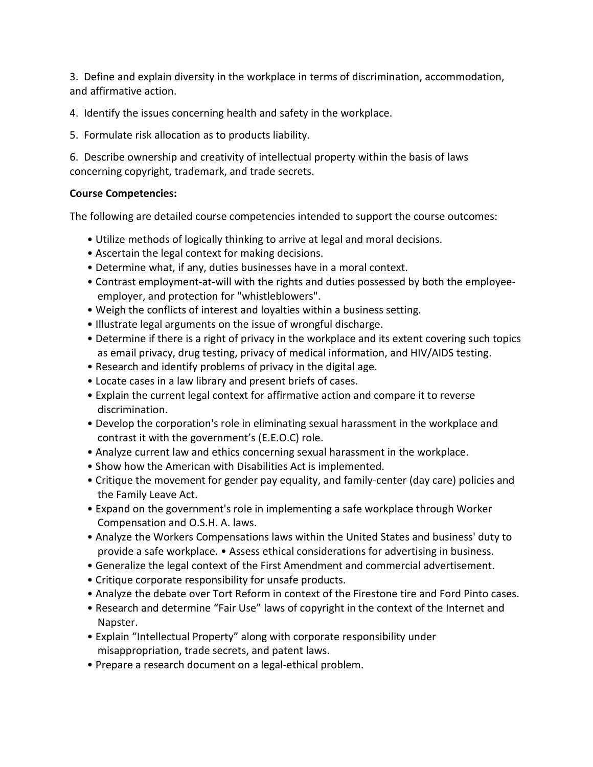3. Define and explain diversity in the workplace in terms of discrimination, accommodation, and affirmative action.

4. Identify the issues concerning health and safety in the workplace.

5. Formulate risk allocation as to products liability.

6. Describe ownership and creativity of intellectual property within the basis of laws concerning copyright, trademark, and trade secrets.

**Course Competencies:**

The following are detailed course competencies intended to support the course outcomes:

- Utilize methods of logically thinking to arrive at legal and moral decisions.
- Ascertain the legal context for making decisions.
- Determine what, if any, duties businesses have in a moral context.
- Contrast employment-at-will with the rights and duties possessed by both the employee-employer, and protection for "whistleblowers".
- Weigh the conflicts of interest and loyalties within a business setting.
- Illustrate legal arguments on the issue of wrongful discharge.
- Determine if there is a right of privacy in the workplace and its extent covering such topics as email privacy, drug testing, privacy of medical information, and HIV/AIDS testing.
- Research and identify problems of privacy in the digital age.
- Locate cases in a law library and present briefs of cases.
- Explain the current legal context for affirmative action and compare it to reverse discrimination.
- Develop the corporation's role in eliminating sexual harassment in the workplace and contrast it with the government's (E.E.O.C) role.
- Analyze current law and ethics concerning sexual harassment in the workplace.
- Show how the American with Disabilities Act is implemented.
- Critique the movement for gender pay equality, and family-center (day care) policies and the Family Leave Act.
- Expand on the government's role in implementing a safe workplace through Worker Compensation and O.S.H. A. laws.
- Analyze the Workers Compensations laws within the United States and business' duty to provide a safe workplace. • Assess ethical considerations for advertising in business.
- Generalize the legal context of the First Amendment and commercial advertisement.
- Critique corporate responsibility for unsafe products.
- Analyze the debate over Tort Reform in context of the Firestone tire and Ford Pinto cases.
- Research and determine "Fair Use" laws of copyright in the context of the Internet and Napster.
- Explain "Intellectual Property" along with corporate responsibility under misappropriation, trade secrets, and patent laws.
- Prepare a research document on a legal-ethical problem.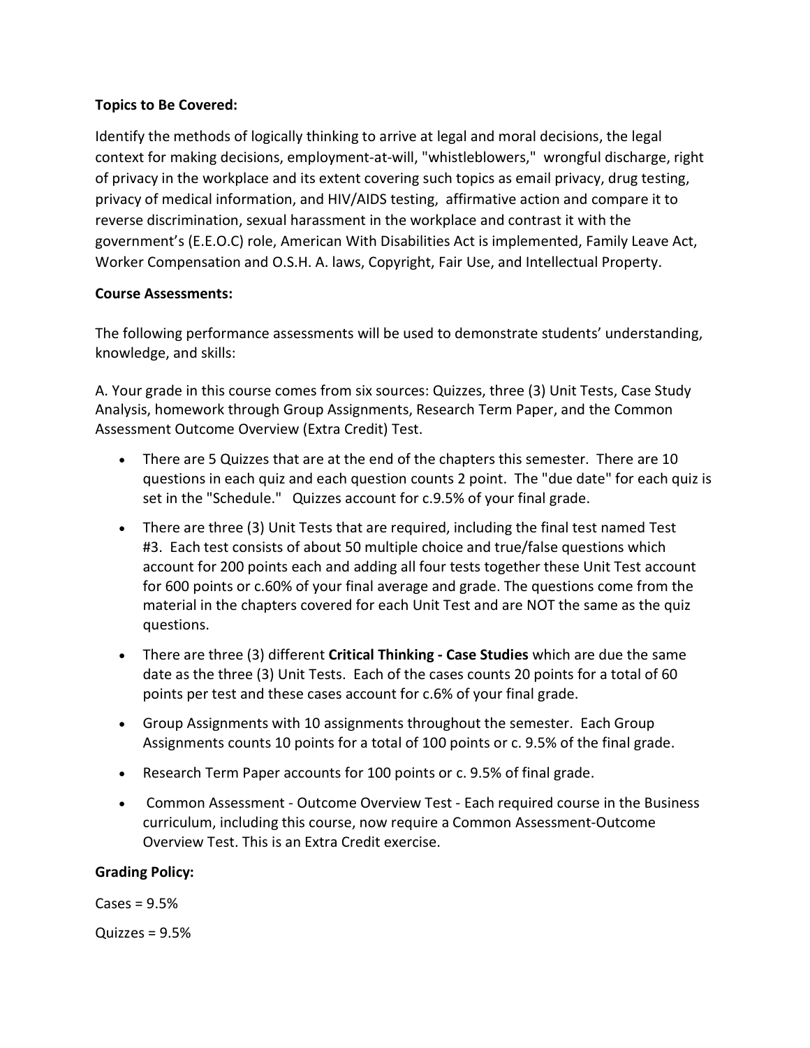**Topics to Be Covered:**

Identify the methods of logically thinking to arrive at legal and moral decisions, the legal context for making decisions, employment-at-will, "whistleblowers," wrongful discharge, right of privacy in the workplace and its extent covering such topics as email privacy, drug testing, privacy of medical information, and HIV/AIDS testing, affirmative action and compare it to reverse discrimination, sexual harassment in the workplace and contrast it with the government's (E.E.O.C) role, American With Disabilities Act is implemented, Family Leave Act, Worker Compensation and O.S.H. A. laws, Copyright, Fair Use, and Intellectual Property.

**Course Assessments:**

The following performance assessments will be used to demonstrate students' understanding, knowledge, and skills:

A. Your grade in this course comes from six sources: Quizzes, three (3) Unit Tests, Case Study Analysis, homework through Group Assignments, Research Term Paper, and the Common Assessment Outcome Overview (Extra Credit) Test.

- There are 5 Quizzes that are at the end of the chapters this semester. There are 10 questions in each quiz and each question counts 2 point. The "due date" for each quiz is set in the "Schedule." Quizzes account for c.9.5% of your final grade.
- There are three (3) Unit Tests that are required, including the final test named Test #3. Each test consists of about 50 multiple choice and true/false questions which account for 200 points each and adding all four tests together these Unit Test account for 600 points or c.60% of your final average and grade. The questions come from the material in the chapters covered for each Unit Test and are NOT the same as the quiz questions.
- There are three (3) different **Critical Thinking - Case Studies** which are due the same date as the three (3) Unit Tests. Each of the cases counts 20 points for a total of 60 points per test and these cases account for c.6% of your final grade.
- Group Assignments with 10 assignments throughout the semester. Each Group Assignments counts 10 points for a total of 100 points or c. 9.5% of the final grade.
- Research Term Paper accounts for 100 points or c. 9.5% of final grade.
- Common Assessment - Outcome Overview Test - Each required course in the Business curriculum, including this course, now require a Common Assessment-Outcome Overview Test. This is an Extra Credit exercise.

**Grading Policy:**

Cases = 9.5%

Quizzes = 9.5%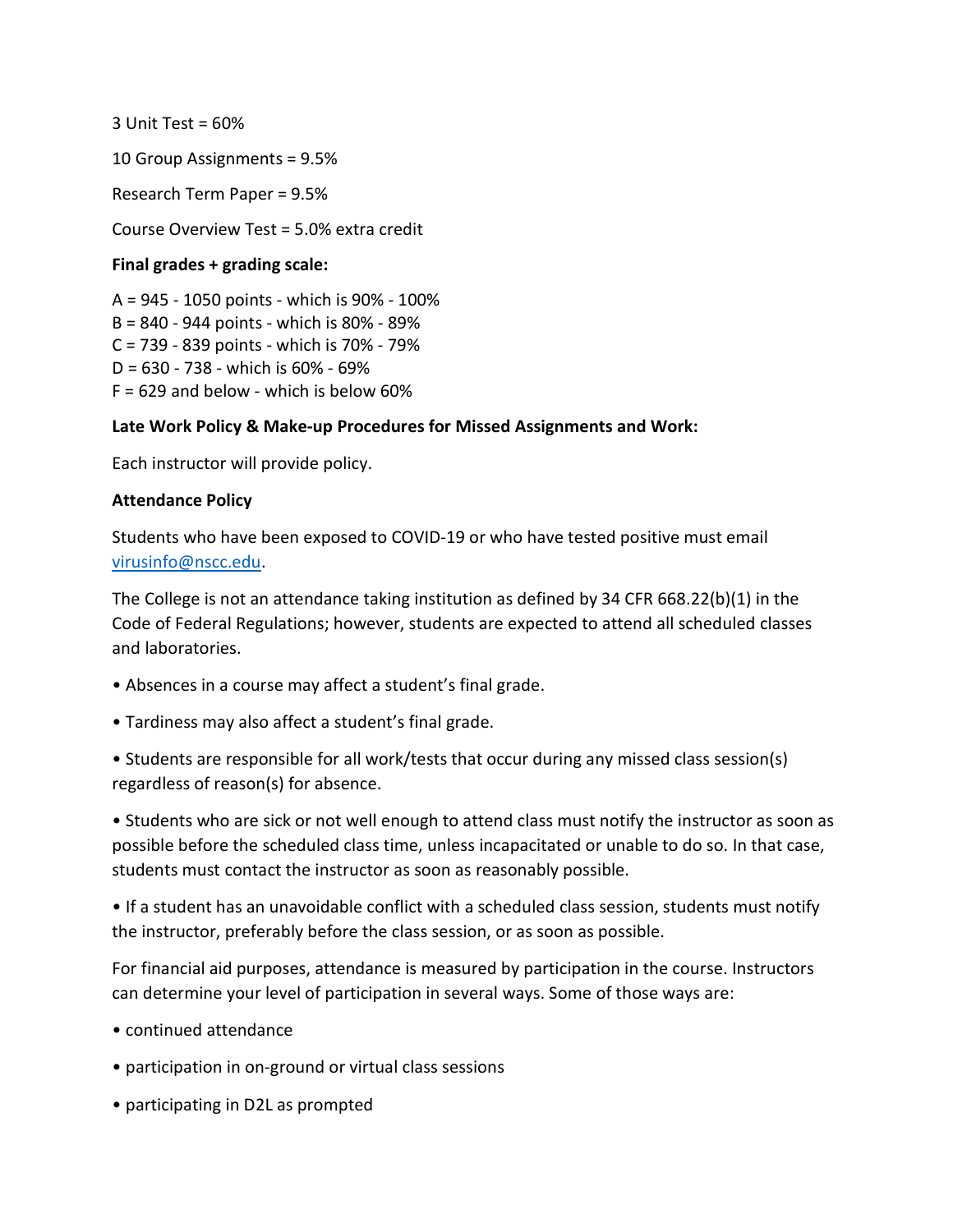3 Unit Test = 60%

10 Group Assignments = 9.5%

Research Term Paper = 9.5%

Course Overview Test = 5.0% extra credit

**Final grades + grading scale:**

A = 945 - 1050 points - which is 90% - 100%
B = 840 - 944 points - which is 80% - 89%
C = 739 - 839 points - which is 70% - 79%
D = 630 - 738 - which is 60% - 69%
F = 629 and below - which is below 60%

**Late Work Policy & Make-up Procedures for Missed Assignments and Work:**

Each instructor will provide policy.

**Attendance Policy**

Students who have been exposed to COVID-19 or who have tested positive must email virusinfo@nscc.edu.

The College is not an attendance taking institution as defined by 34 CFR 668.22(b)(1) in the Code of Federal Regulations; however, students are expected to attend all scheduled classes and laboratories.

- Absences in a course may affect a student's final grade.
- Tardiness may also affect a student's final grade.
- Students are responsible for all work/tests that occur during any missed class session(s) regardless of reason(s) for absence.
- Students who are sick or not well enough to attend class must notify the instructor as soon as possible before the scheduled class time, unless incapacitated or unable to do so. In that case, students must contact the instructor as soon as reasonably possible.
- If a student has an unavoidable conflict with a scheduled class session, students must notify the instructor, preferably before the class session, or as soon as possible.

For financial aid purposes, attendance is measured by participation in the course. Instructors can determine your level of participation in several ways. Some of those ways are:

- continued attendance
- participation in on-ground or virtual class sessions
- participating in D2L as prompted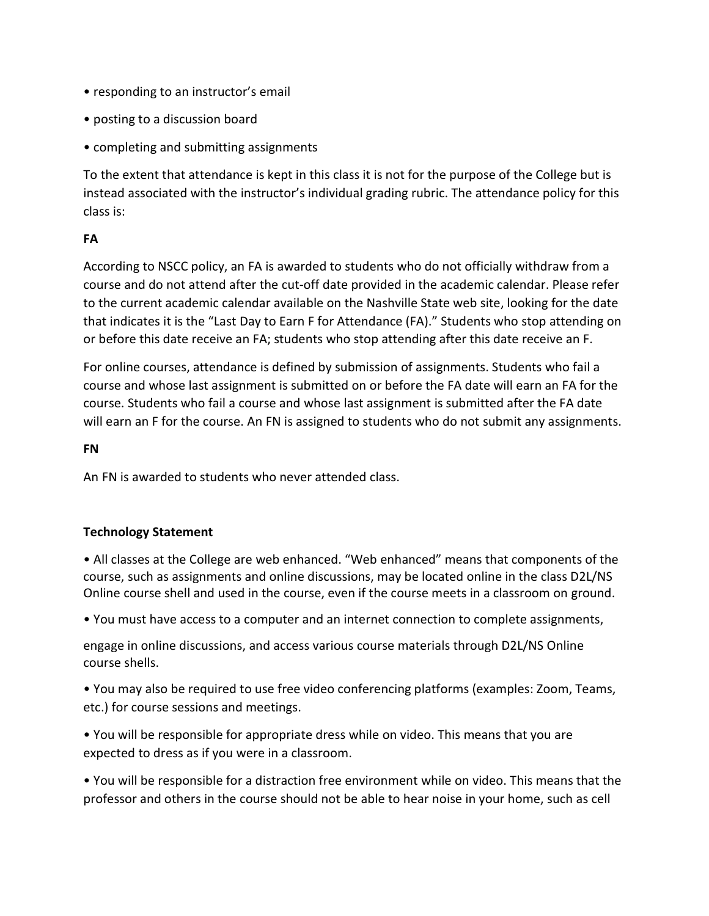- responding to an instructor's email
- posting to a discussion board
- completing and submitting assignments

To the extent that attendance is kept in this class it is not for the purpose of the College but is instead associated with the instructor's individual grading rubric. The attendance policy for this class is:

**FA**

According to NSCC policy, an FA is awarded to students who do not officially withdraw from a course and do not attend after the cut-off date provided in the academic calendar. Please refer to the current academic calendar available on the Nashville State web site, looking for the date that indicates it is the "Last Day to Earn F for Attendance (FA)." Students who stop attending on or before this date receive an FA; students who stop attending after this date receive an F.

For online courses, attendance is defined by submission of assignments. Students who fail a course and whose last assignment is submitted on or before the FA date will earn an FA for the course. Students who fail a course and whose last assignment is submitted after the FA date will earn an F for the course. An FN is assigned to students who do not submit any assignments.

**FN**

An FN is awarded to students who never attended class.

**Technology Statement**

- All classes at the College are web enhanced. "Web enhanced" means that components of the course, such as assignments and online discussions, may be located online in the class D2L/NS Online course shell and used in the course, even if the course meets in a classroom on ground.
- You must have access to a computer and an internet connection to complete assignments,

engage in online discussions, and access various course materials through D2L/NS Online course shells.

- You may also be required to use free video conferencing platforms (examples: Zoom, Teams, etc.) for course sessions and meetings.
- You will be responsible for appropriate dress while on video. This means that you are expected to dress as if you were in a classroom.
- You will be responsible for a distraction free environment while on video. This means that the professor and others in the course should not be able to hear noise in your home, such as cell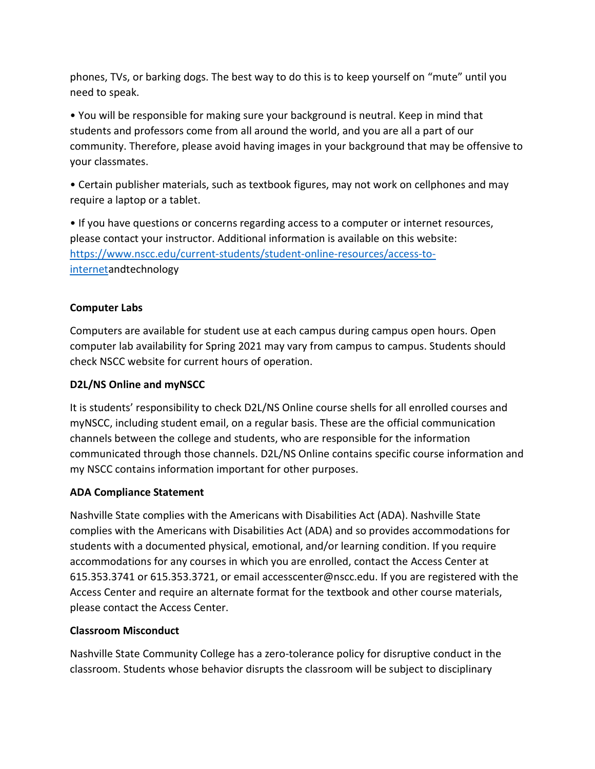phones, TVs, or barking dogs. The best way to do this is to keep yourself on "mute" until you need to speak.

- You will be responsible for making sure your background is neutral. Keep in mind that students and professors come from all around the world, and you are all a part of our community. Therefore, please avoid having images in your background that may be offensive to your classmates.

- Certain publisher materials, such as textbook figures, may not work on cellphones and may require a laptop or a tablet.

- If you have questions or concerns regarding access to a computer or internet resources, please contact your instructor. Additional information is available on this website: [https://www.nscc.edu/current-students/student-online-resources/access-to-internet](https://www.nscc.edu/current-students/student-online-resources/access-to-internet)andtechnology

**Computer Labs**

Computers are available for student use at each campus during campus open hours. Open computer lab availability for Spring 2021 may vary from campus to campus. Students should check NSCC website for current hours of operation.

**D2L/NS Online and myNSCC**

It is students' responsibility to check D2L/NS Online course shells for all enrolled courses and myNSCC, including student email, on a regular basis. These are the official communication channels between the college and students, who are responsible for the information communicated through those channels. D2L/NS Online contains specific course information and my NSCC contains information important for other purposes.

**ADA Compliance Statement**

Nashville State complies with the Americans with Disabilities Act (ADA). Nashville State complies with the Americans with Disabilities Act (ADA) and so provides accommodations for students with a documented physical, emotional, and/or learning condition. If you require accommodations for any courses in which you are enrolled, contact the Access Center at 615.353.3741 or 615.353.3721, or email accesscenter@nscc.edu. If you are registered with the Access Center and require an alternate format for the textbook and other course materials, please contact the Access Center.

**Classroom Misconduct**

Nashville State Community College has a zero-tolerance policy for disruptive conduct in the classroom. Students whose behavior disrupts the classroom will be subject to disciplinary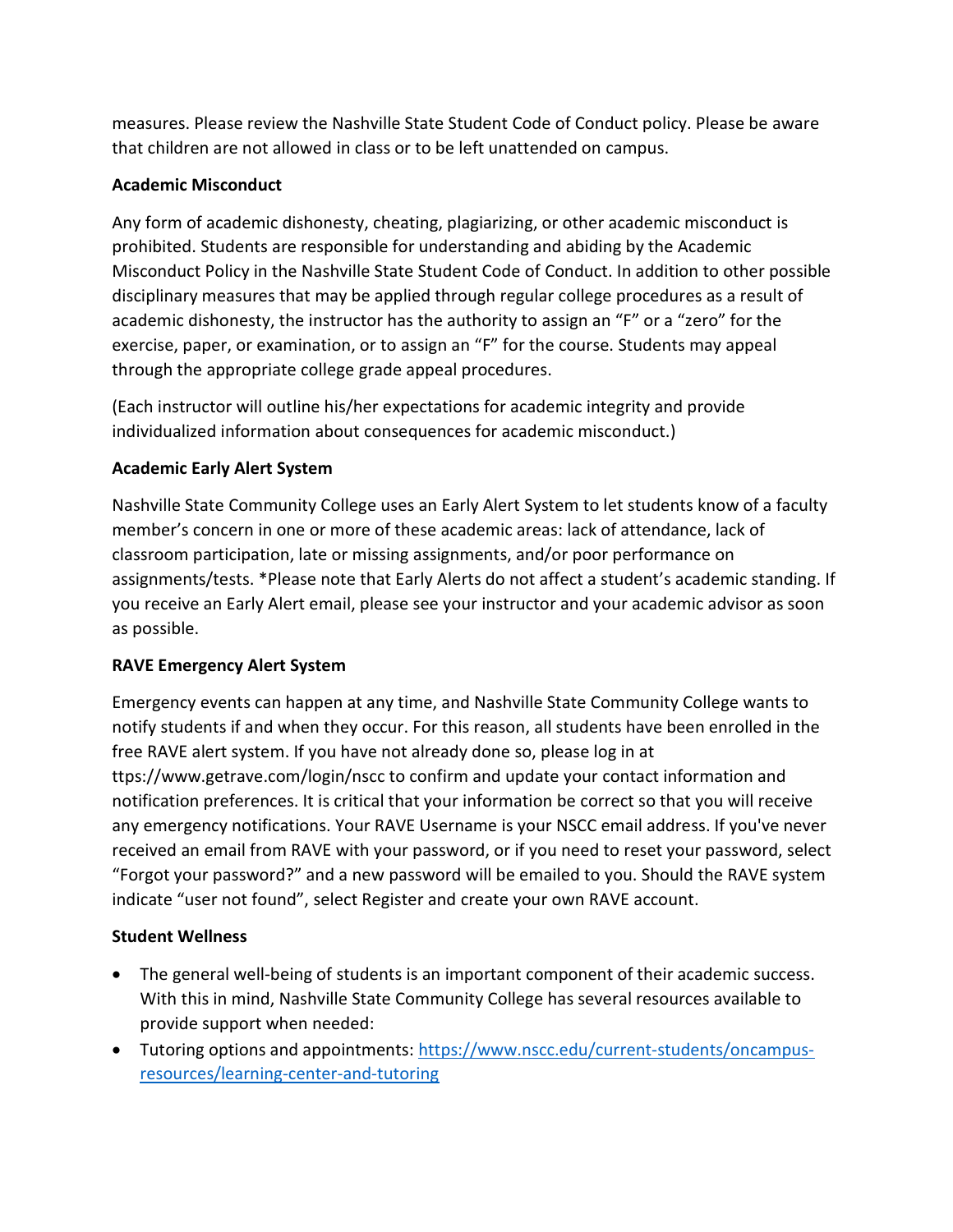measures. Please review the Nashville State Student Code of Conduct policy. Please be aware that children are not allowed in class or to be left unattended on campus.

**Academic Misconduct**

Any form of academic dishonesty, cheating, plagiarizing, or other academic misconduct is prohibited. Students are responsible for understanding and abiding by the Academic Misconduct Policy in the Nashville State Student Code of Conduct. In addition to other possible disciplinary measures that may be applied through regular college procedures as a result of academic dishonesty, the instructor has the authority to assign an "F" or a "zero" for the exercise, paper, or examination, or to assign an "F" for the course. Students may appeal through the appropriate college grade appeal procedures.

(Each instructor will outline his/her expectations for academic integrity and provide individualized information about consequences for academic misconduct.)

**Academic Early Alert System**

Nashville State Community College uses an Early Alert System to let students know of a faculty member's concern in one or more of these academic areas: lack of attendance, lack of classroom participation, late or missing assignments, and/or poor performance on assignments/tests. *Please note that Early Alerts do not affect a student's academic standing. If you receive an Early Alert email, please see your instructor and your academic advisor as soon as possible.

**RAVE Emergency Alert System**

Emergency events can happen at any time, and Nashville State Community College wants to notify students if and when they occur. For this reason, all students have been enrolled in the free RAVE alert system. If you have not already done so, please log in at ttps://www.getrave.com/login/nscc to confirm and update your contact information and notification preferences. It is critical that your information be correct so that you will receive any emergency notifications. Your RAVE Username is your NSCC email address. If you've never received an email from RAVE with your password, or if you need to reset your password, select "Forgot your password?" and a new password will be emailed to you. Should the RAVE system indicate "user not found", select Register and create your own RAVE account.

**Student Wellness**

- The general well-being of students is an important component of their academic success. With this in mind, Nashville State Community College has several resources available to provide support when needed:
- Tutoring options and appointments: [https://www.nscc.edu/current-students/oncampus-resources/learning-center-and-tutoring](https://www.nscc.edu/current-students/oncampus-resources/learning-center-and-tutoring)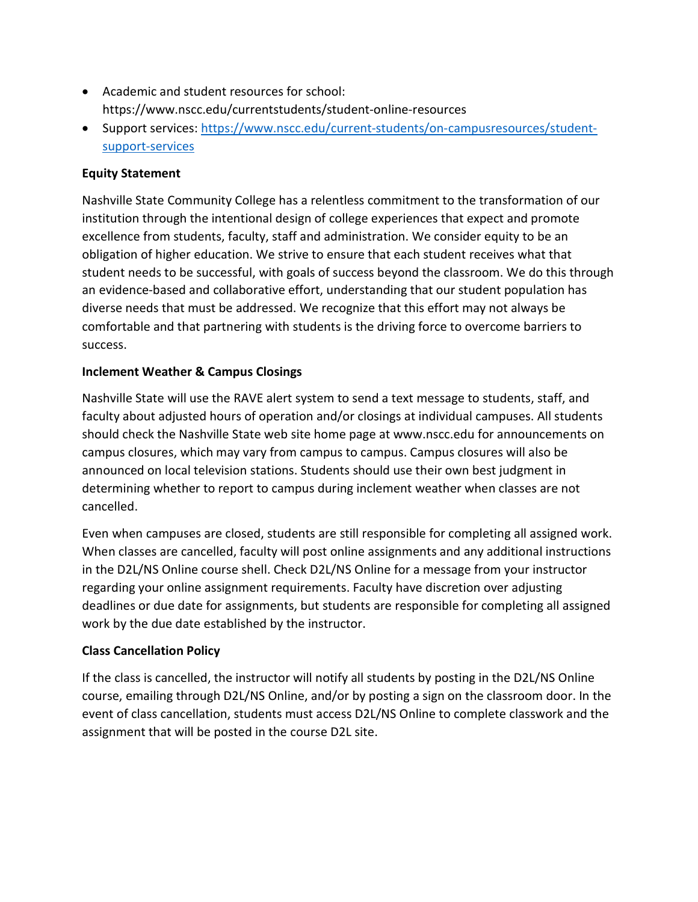- Academic and student resources for school: https://www.nscc.edu/currentstudents/student-online-resources
- Support services: [https://www.nscc.edu/current-students/on-campusresources/student-support-services](https://www.nscc.edu/current-students/on-campusresources/student-support-services)

**Equity Statement**

Nashville State Community College has a relentless commitment to the transformation of our institution through the intentional design of college experiences that expect and promote excellence from students, faculty, staff and administration. We consider equity to be an obligation of higher education. We strive to ensure that each student receives what that student needs to be successful, with goals of success beyond the classroom. We do this through an evidence-based and collaborative effort, understanding that our student population has diverse needs that must be addressed. We recognize that this effort may not always be comfortable and that partnering with students is the driving force to overcome barriers to success.

**Inclement Weather & Campus Closings**

Nashville State will use the RAVE alert system to send a text message to students, staff, and faculty about adjusted hours of operation and/or closings at individual campuses. All students should check the Nashville State web site home page at www.nscc.edu for announcements on campus closures, which may vary from campus to campus. Campus closures will also be announced on local television stations. Students should use their own best judgment in determining whether to report to campus during inclement weather when classes are not cancelled.

Even when campuses are closed, students are still responsible for completing all assigned work. When classes are cancelled, faculty will post online assignments and any additional instructions in the D2L/NS Online course shell. Check D2L/NS Online for a message from your instructor regarding your online assignment requirements. Faculty have discretion over adjusting deadlines or due date for assignments, but students are responsible for completing all assigned work by the due date established by the instructor.

**Class Cancellation Policy**

If the class is cancelled, the instructor will notify all students by posting in the D2L/NS Online course, emailing through D2L/NS Online, and/or by posting a sign on the classroom door. In the event of class cancellation, students must access D2L/NS Online to complete classwork and the assignment that will be posted in the course D2L site.